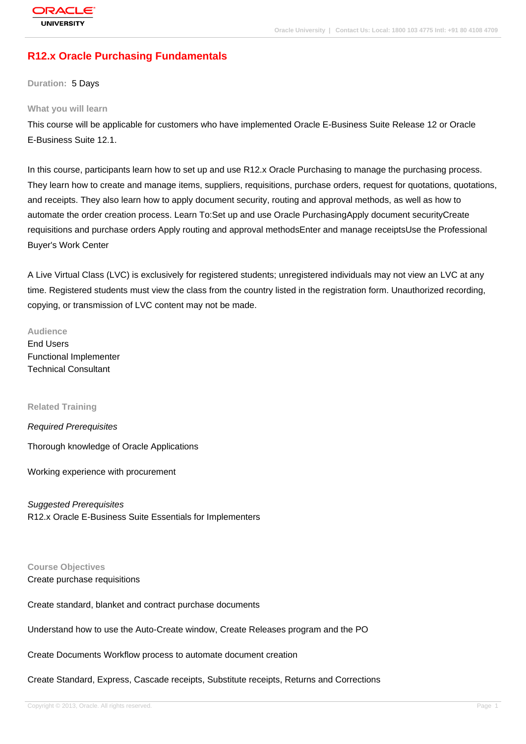# R12.x Oracle Purchasing Fundamentals

**Duration:** 5 Days

## What you will learn

This course will be applicable for customers who have implemented Oracle E-Business Suite Release 12 or Oracle E-Business Suite 12.1.

In this course, participants learn how to set up and use R12.x Oracle Purchasing to manage the purchasing process. They learn how to create and manage items, suppliers, requisitions, purchase orders, request for quotations, quotations, and receipts. They also learn how to apply document security, routing and approval methods, as well as how to automate the order creation process. Learn To:Set up and use Oracle PurchasingApply document securityCreate requisitions and purchase orders Apply routing and approval methodsEnter and manage receiptsUse the Professional Buyer's Work Center

A Live Virtual Class (LVC) is exclusively for registered students; unregistered individuals may not view an LVC at any time. Registered students must view the class from the country listed in the registration form. Unauthorized recording, copying, or transmission of LVC content may not be made.

## Audience

End Users
Functional Implementer
Technical Consultant

## Related Training

*Required Prerequisites*

Thorough knowledge of Oracle Applications

Working experience with procurement

*Suggested Prerequisites*
R12.x Oracle E-Business Suite Essentials for Implementers

## Course Objectives

Create purchase requisitions

Create standard, blanket and contract purchase documents

Understand how to use the Auto-Create window, Create Releases program and the PO

Create Documents Workflow process to automate document creation

Create Standard, Express, Cascade receipts, Substitute receipts, Returns and Corrections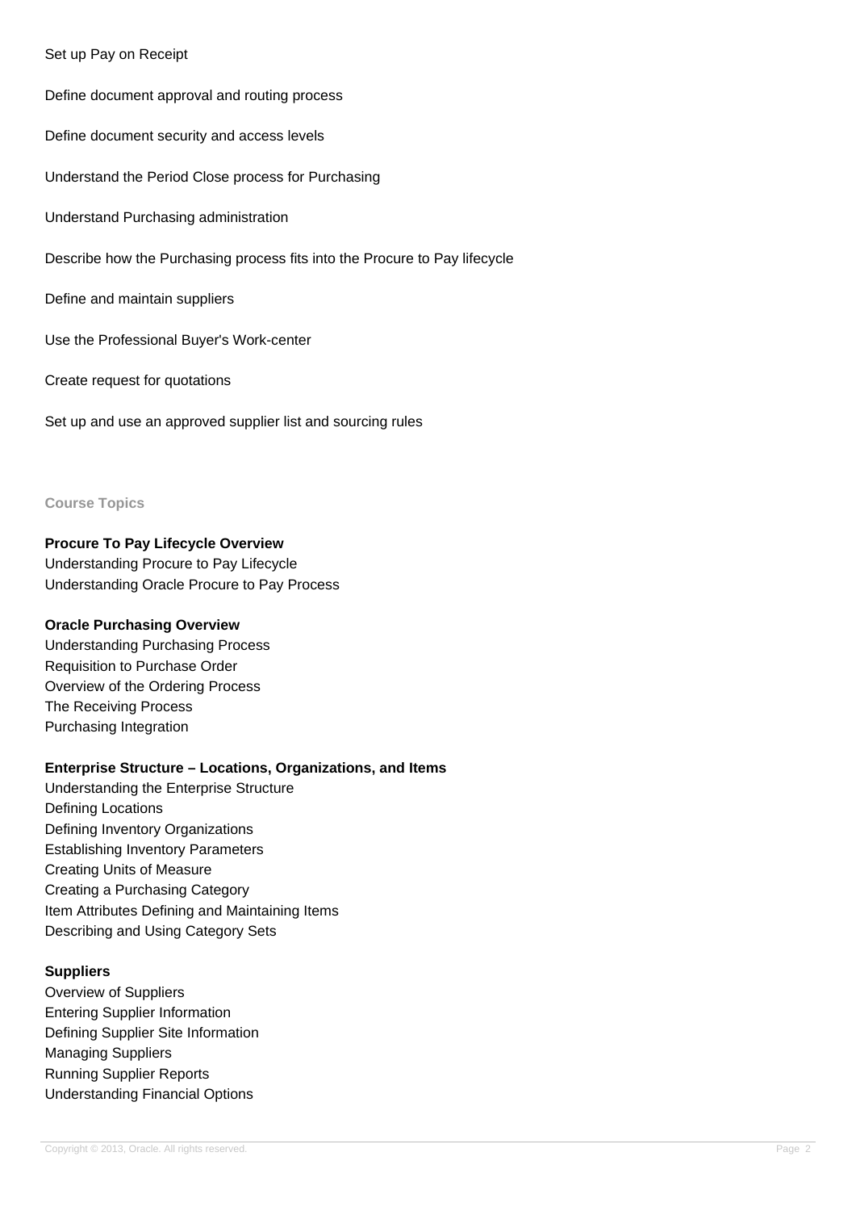Set up Pay on Receipt

Define document approval and routing process

Define document security and access levels

Understand the Period Close process for Purchasing

Understand Purchasing administration

Describe how the Purchasing process fits into the Procure to Pay lifecycle

Define and maintain suppliers

Use the Professional Buyer's Work-center

Create request for quotations

Set up and use an approved supplier list and sourcing rules

## Course Topics

**Procure To Pay Lifecycle Overview**
Understanding Procure to Pay Lifecycle
Understanding Oracle Procure to Pay Process

**Oracle Purchasing Overview**
Understanding Purchasing Process
Requisition to Purchase Order
Overview of the Ordering Process
The Receiving Process
Purchasing Integration

**Enterprise Structure – Locations, Organizations, and Items**
Understanding the Enterprise Structure
Defining Locations
Defining Inventory Organizations
Establishing Inventory Parameters
Creating Units of Measure
Creating a Purchasing Category
Item Attributes Defining and Maintaining Items
Describing and Using Category Sets

**Suppliers**
Overview of Suppliers
Entering Supplier Information
Defining Supplier Site Information
Managing Suppliers
Running Supplier Reports
Understanding Financial Options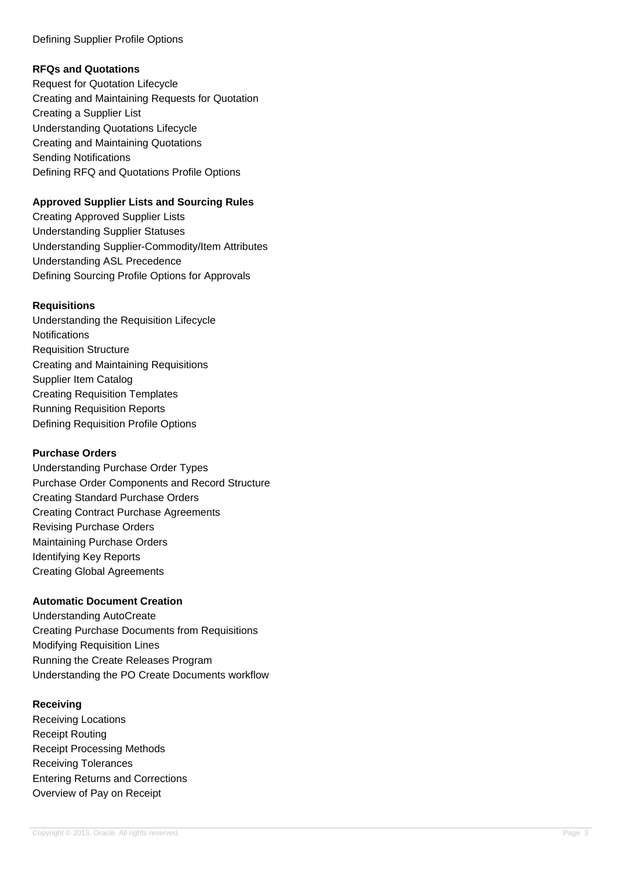Defining Supplier Profile Options

**RFQs and Quotations**

Request for Quotation Lifecycle
Creating and Maintaining Requests for Quotation
Creating a Supplier List
Understanding Quotations Lifecycle
Creating and Maintaining Quotations
Sending Notifications
Defining RFQ and Quotations Profile Options

**Approved Supplier Lists and Sourcing Rules**

Creating Approved Supplier Lists
Understanding Supplier Statuses
Understanding Supplier-Commodity/Item Attributes
Understanding ASL Precedence
Defining Sourcing Profile Options for Approvals

**Requisitions**

Understanding the Requisition Lifecycle
Notifications
Requisition Structure
Creating and Maintaining Requisitions
Supplier Item Catalog
Creating Requisition Templates
Running Requisition Reports
Defining Requisition Profile Options

**Purchase Orders**

Understanding Purchase Order Types
Purchase Order Components and Record Structure
Creating Standard Purchase Orders
Creating Contract Purchase Agreements
Revising Purchase Orders
Maintaining Purchase Orders
Identifying Key Reports
Creating Global Agreements

**Automatic Document Creation**

Understanding AutoCreate
Creating Purchase Documents from Requisitions
Modifying Requisition Lines
Running the Create Releases Program
Understanding the PO Create Documents workflow

**Receiving**

Receiving Locations
Receipt Routing
Receipt Processing Methods
Receiving Tolerances
Entering Returns and Corrections
Overview of Pay on Receipt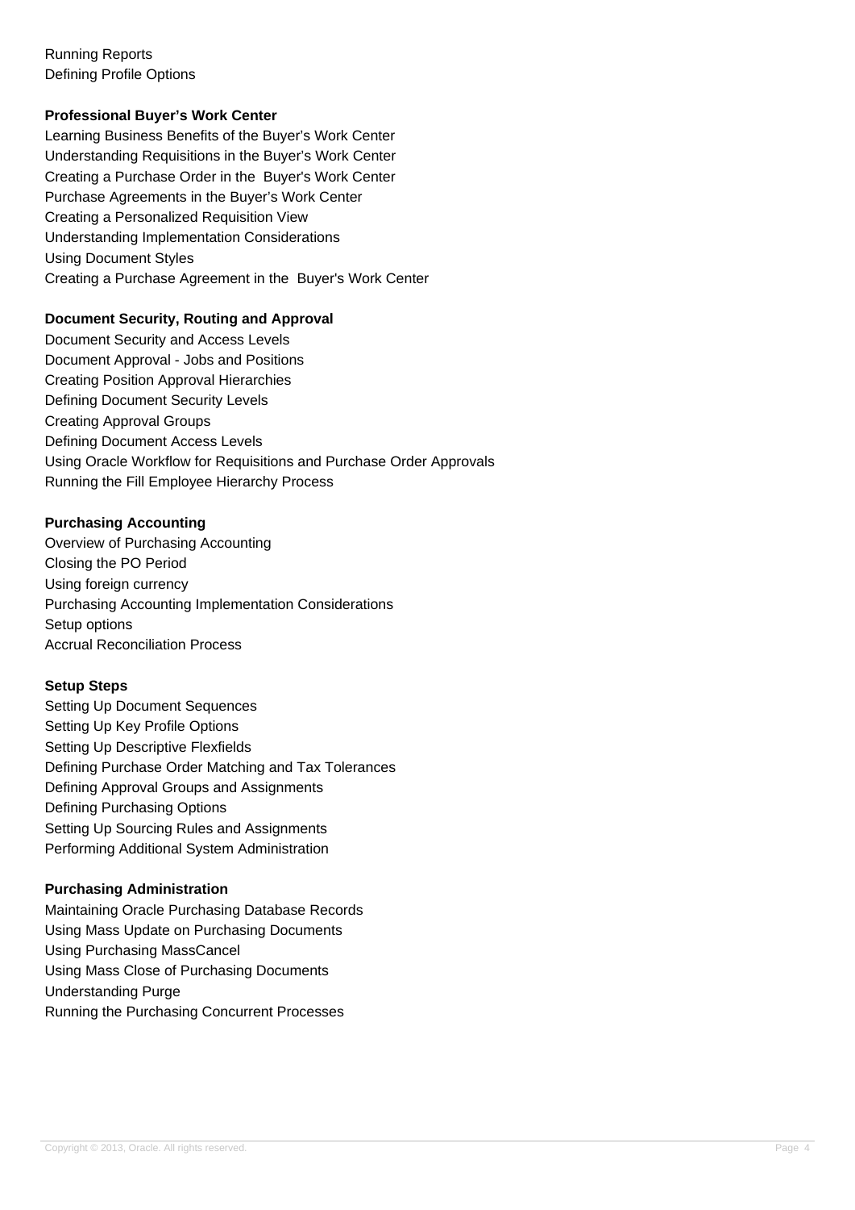Running Reports
Defining Profile Options

**Professional Buyer's Work Center**

Learning Business Benefits of the Buyer's Work Center
Understanding Requisitions in the Buyer's Work Center
Creating a Purchase Order in the Buyer's Work Center
Purchase Agreements in the Buyer's Work Center
Creating a Personalized Requisition View
Understanding Implementation Considerations
Using Document Styles
Creating a Purchase Agreement in the Buyer's Work Center

**Document Security, Routing and Approval**

Document Security and Access Levels
Document Approval - Jobs and Positions
Creating Position Approval Hierarchies
Defining Document Security Levels
Creating Approval Groups
Defining Document Access Levels
Using Oracle Workflow for Requisitions and Purchase Order Approvals
Running the Fill Employee Hierarchy Process

**Purchasing Accounting**

Overview of Purchasing Accounting
Closing the PO Period
Using foreign currency
Purchasing Accounting Implementation Considerations
Setup options
Accrual Reconciliation Process

**Setup Steps**

Setting Up Document Sequences
Setting Up Key Profile Options
Setting Up Descriptive Flexfields
Defining Purchase Order Matching and Tax Tolerances
Defining Approval Groups and Assignments
Defining Purchasing Options
Setting Up Sourcing Rules and Assignments
Performing Additional System Administration

**Purchasing Administration**

Maintaining Oracle Purchasing Database Records
Using Mass Update on Purchasing Documents
Using Purchasing MassCancel
Using Mass Close of Purchasing Documents
Understanding Purge
Running the Purchasing Concurrent Processes